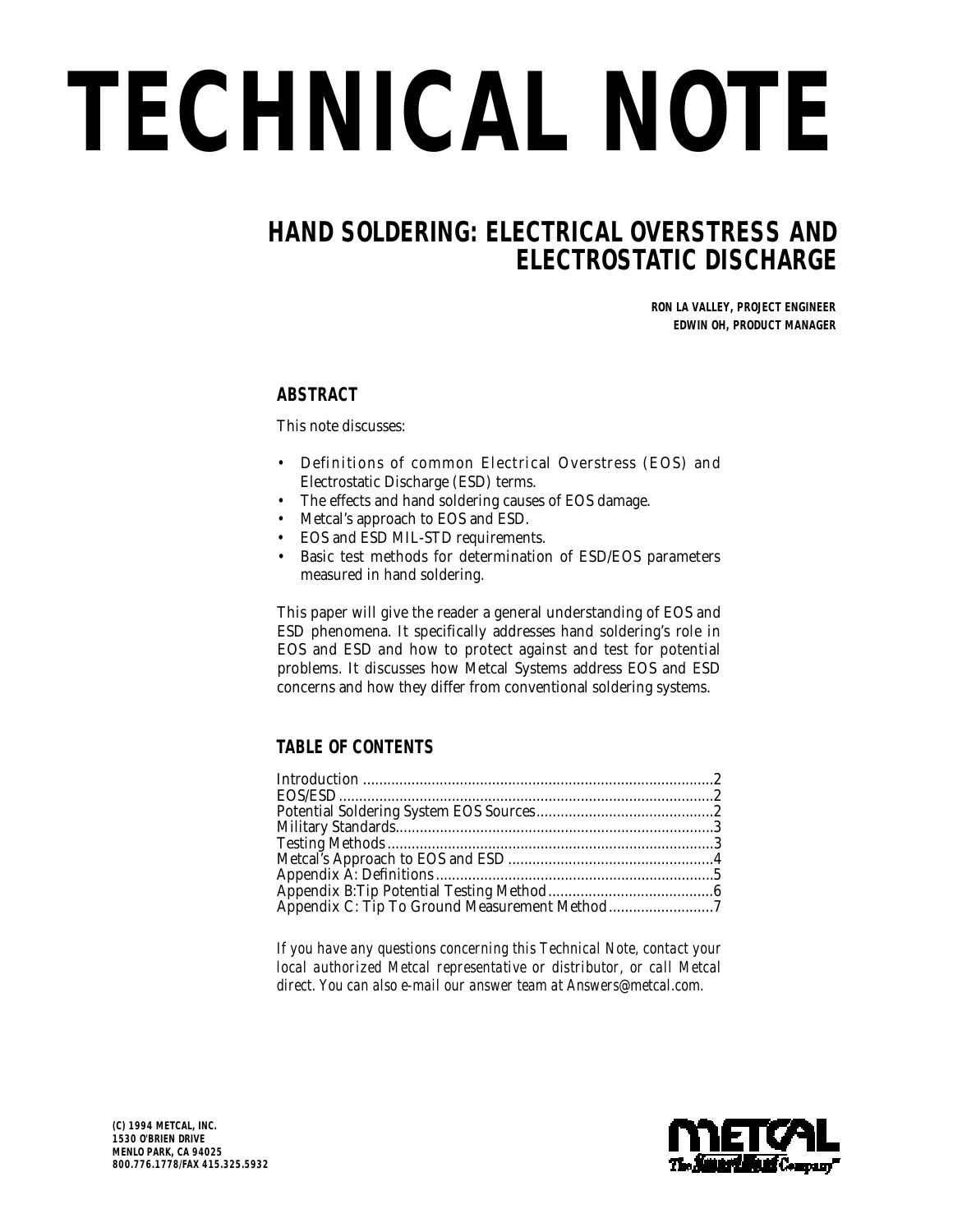# TECHNICAL NOTE

## HAND SOLDERING: ELECTRICAL OVERSTRESS AND ELECTROSTATIC DISCHARGE

**RON LA VALLEY, PROJECT ENGINEER**
**EDWIN OH, PRODUCT MANAGER**

### ABSTRACT

This note discusses:

- Definitions of common Electrical Overstress (EOS) and Electrostatic Discharge (ESD) terms.
- The effects and hand soldering causes of EOS damage.
- Metcal's approach to EOS and ESD.
- EOS and ESD MIL-STD requirements.
- Basic test methods for determination of ESD/EOS parameters measured in hand soldering.

This paper will give the reader a general understanding of EOS and ESD phenomena. It specifically addresses hand soldering's role in EOS and ESD and how to protect against and test for potential problems. It discusses how Metcal Systems address EOS and ESD concerns and how they differ from conventional soldering systems.

### TABLE OF CONTENTS

| Section | Page |
| --- | --- |
| Introduction | 2 |
| EOS/ESD | 2 |
| Potential Soldering System EOS Sources | 2 |
| Military Standards | 3 |
| Testing Methods | 3 |
| Metcal's Approach to EOS and ESD | 4 |
| Appendix A: Definitions | 5 |
| Appendix B:Tip Potential Testing Method | 6 |
| Appendix C: Tip To Ground Measurement Method | 7 |

*If you have any questions concerning this Technical Note, contact your local authorized Metcal representative or distributor, or call Metcal direct. You can also e-mail our answer team at Answers@metcal.com.*

**(C) 1994 METCAL, INC.**
**1530 O'BRIEN DRIVE**
**MENLO PARK, CA 94025**
**800.776.1778/FAX 415.325.5932**

METCAL
The SmartHeat Company™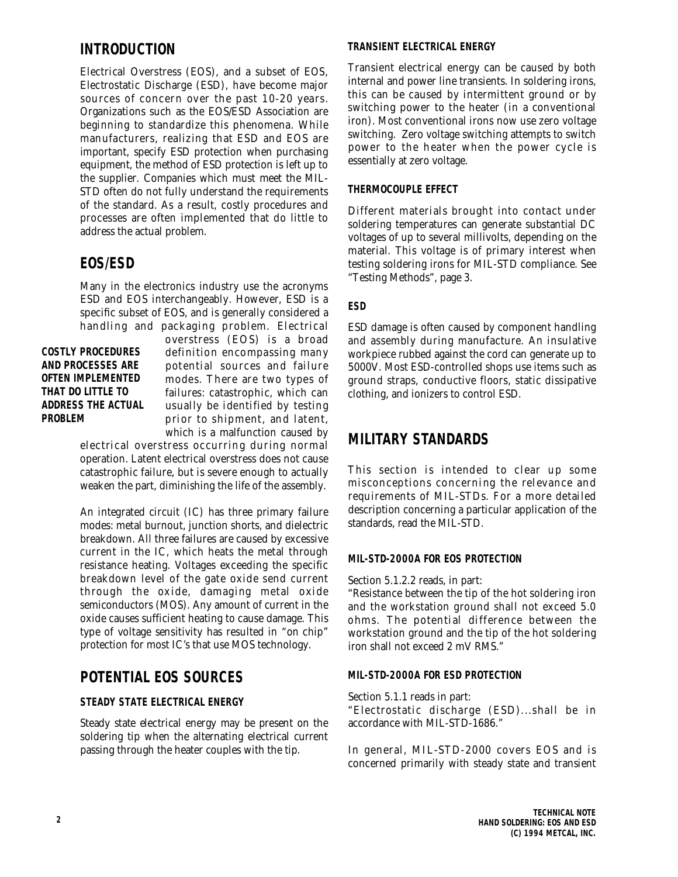## INTRODUCTION

Electrical Overstress (EOS), and a subset of EOS, Electrostatic Discharge (ESD), have become major sources of concern over the past 10-20 years. Organizations such as the EOS/ESD Association are beginning to standardize this phenomena. While manufacturers, realizing that ESD and EOS are important, specify ESD protection when purchasing equipment, the method of ESD protection is left up to the supplier. Companies which must meet the MIL-STD often do not fully understand the requirements of the standard. As a result, costly procedures and processes are often implemented that do little to address the actual problem.

## EOS/ESD

Many in the electronics industry use the acronyms ESD and EOS interchangeably. However, ESD is a specific subset of EOS, and is generally considered a handling and packaging problem. Electrical overstress (EOS) is a broad definition encompassing many potential sources and failure modes. There are two types of failures: catastrophic, which can usually be identified by testing prior to shipment, and latent, which is a malfunction caused by electrical overstress occurring during normal operation. Latent electrical overstress does not cause catastrophic failure, but is severe enough to actually weaken the part, diminishing the life of the assembly.

**COSTLY PROCEDURES AND PROCESSES ARE OFTEN IMPLEMENTED THAT DO LITTLE TO ADDRESS THE ACTUAL PROBLEM**

An integrated circuit (IC) has three primary failure modes: metal burnout, junction shorts, and dielectric breakdown. All three failures are caused by excessive current in the IC, which heats the metal through resistance heating. Voltages exceeding the specific breakdown level of the gate oxide send current through the oxide, damaging metal oxide semiconductors (MOS). Any amount of current in the oxide causes sufficient heating to cause damage. This type of voltage sensitivity has resulted in "on chip" protection for most IC's that use MOS technology.

## POTENTIAL EOS SOURCES

### STEADY STATE ELECTRICAL ENERGY

Steady state electrical energy may be present on the soldering tip when the alternating electrical current passing through the heater couples with the tip.

### TRANSIENT ELECTRICAL ENERGY

Transient electrical energy can be caused by both internal and power line transients. In soldering irons, this can be caused by intermittent ground or by switching power to the heater (in a conventional iron). Most conventional irons now use zero voltage switching. Zero voltage switching attempts to switch power to the heater when the power cycle is essentially at zero voltage.

### THERMOCOUPLE EFFECT

Different materials brought into contact under soldering temperatures can generate substantial DC voltages of up to several millivolts, depending on the material. This voltage is of primary interest when testing soldering irons for MIL-STD compliance. See "Testing Methods", page 3.

### ESD

ESD damage is often caused by component handling and assembly during manufacture. An insulative workpiece rubbed against the cord can generate up to 5000V. Most ESD-controlled shops use items such as ground straps, conductive floors, static dissipative clothing, and ionizers to control ESD.

## MILITARY STANDARDS

This section is intended to clear up some misconceptions concerning the relevance and requirements of MIL-STDs. For a more detailed description concerning a particular application of the standards, read the MIL-STD.

### MIL-STD-2000A FOR EOS PROTECTION

Section 5.1.2.2 reads, in part:
"Resistance between the tip of the hot soldering iron and the workstation ground shall not exceed 5.0 ohms. The potential difference between the workstation ground and the tip of the hot soldering iron shall not exceed 2 mV RMS."

### MIL-STD-2000A FOR ESD PROTECTION

Section 5.1.1 reads in part:
"Electrostatic discharge (ESD)...shall be in accordance with MIL-STD-1686."

In general, MIL-STD-2000 covers EOS and is concerned primarily with steady state and transient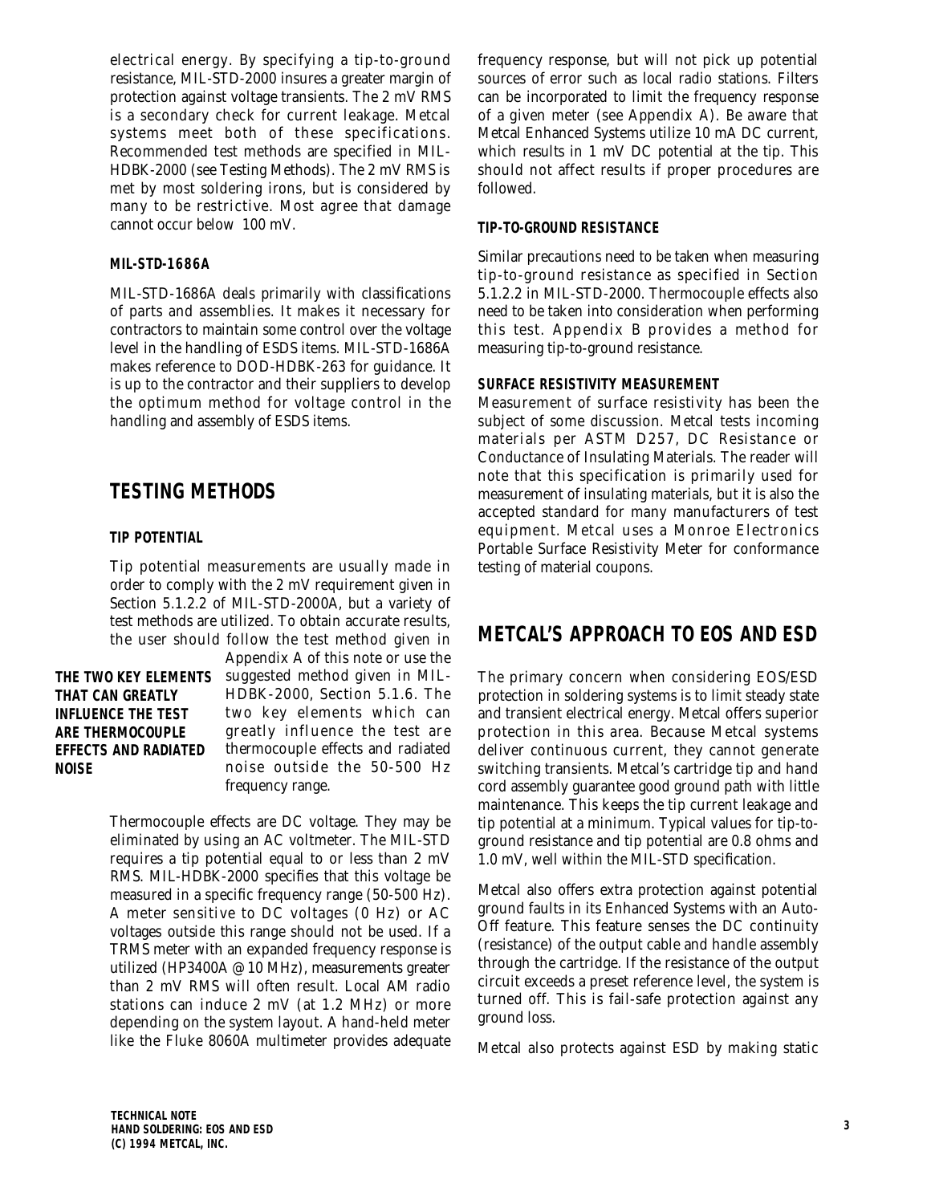electrical energy. By specifying a tip-to-ground resistance, MIL-STD-2000 insures a greater margin of protection against voltage transients. The 2 mV RMS is a secondary check for current leakage. Metcal systems meet both of these specifications. Recommended test methods are specified in MIL-HDBK-2000 (see Testing Methods). The 2 mV RMS is met by most soldering irons, but is considered by many to be restrictive. Most agree that damage cannot occur below 100 mV.

### MIL-STD-1686A

MIL-STD-1686A deals primarily with classifications of parts and assemblies. It makes it necessary for contractors to maintain some control over the voltage level in the handling of ESDS items. MIL-STD-1686A makes reference to DOD-HDBK-263 for guidance. It is up to the contractor and their suppliers to develop the optimum method for voltage control in the handling and assembly of ESDS items.

## TESTING METHODS

### TIP POTENTIAL

Tip potential measurements are usually made in order to comply with the 2 mV requirement given in Section 5.1.2.2 of MIL-STD-2000A, but a variety of test methods are utilized. To obtain accurate results, the user should follow the test method given in Appendix A of this note or use the suggested method given in MIL-HDBK-2000, Section 5.1.6. The two key elements which can greatly influence the test are thermocouple effects and radiated noise outside the 50-500 Hz frequency range.

**THE TWO KEY ELEMENTS THAT CAN GREATLY INFLUENCE THE TEST ARE THERMOCOUPLE EFFECTS AND RADIATED NOISE**

Thermocouple effects are DC voltage. They may be eliminated by using an AC voltmeter. The MIL-STD requires a tip potential equal to or less than 2 mV RMS. MIL-HDBK-2000 specifies that this voltage be measured in a specific frequency range (50-500 Hz). A meter sensitive to DC voltages (0 Hz) or AC voltages outside this range should not be used. If a TRMS meter with an expanded frequency response is utilized (HP3400A @ 10 MHz), measurements greater than 2 mV RMS will often result. Local AM radio stations can induce 2 mV (at 1.2 MHz) or more depending on the system layout. A hand-held meter like the Fluke 8060A multimeter provides adequate frequency response, but will not pick up potential sources of error such as local radio stations. Filters can be incorporated to limit the frequency response of a given meter (see Appendix A). Be aware that Metcal Enhanced Systems utilize 10 mA DC current, which results in 1 mV DC potential at the tip. This should not affect results if proper procedures are followed.

### TIP-TO-GROUND RESISTANCE

Similar precautions need to be taken when measuring tip-to-ground resistance as specified in Section 5.1.2.2 in MIL-STD-2000. Thermocouple effects also need to be taken into consideration when performing this test. Appendix B provides a method for measuring tip-to-ground resistance.

### SURFACE RESISTIVITY MEASUREMENT

Measurement of surface resistivity has been the subject of some discussion. Metcal tests incoming materials per ASTM D257, DC Resistance or Conductance of Insulating Materials. The reader will note that this specification is primarily used for measurement of insulating materials, but it is also the accepted standard for many manufacturers of test equipment. Metcal uses a Monroe Electronics Portable Surface Resistivity Meter for conformance testing of material coupons.

## METCAL'S APPROACH TO EOS AND ESD

The primary concern when considering EOS/ESD protection in soldering systems is to limit steady state and transient electrical energy. Metcal offers superior protection in this area. Because Metcal systems deliver continuous current, they cannot generate switching transients. Metcal's cartridge tip and hand cord assembly guarantee good ground path with little maintenance. This keeps the tip current leakage and tip potential at a minimum. Typical values for tip-to-ground resistance and tip potential are 0.8 ohms and 1.0 mV, well within the MIL-STD specification.

Metcal also offers extra protection against potential ground faults in its Enhanced Systems with an Auto-Off feature. This feature senses the DC continuity (resistance) of the output cable and handle assembly through the cartridge. If the resistance of the output circuit exceeds a preset reference level, the system is turned off. This is fail-safe protection against any ground loss.

Metcal also protects against ESD by making static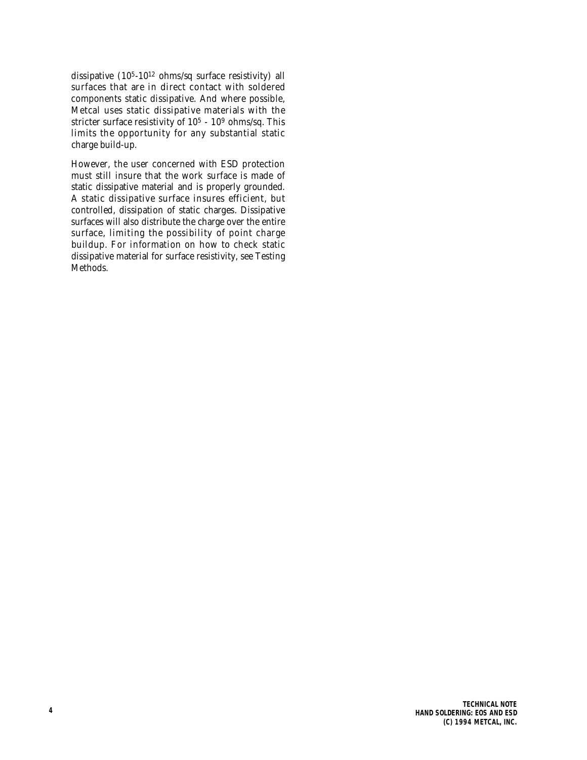dissipative ($10^5$-$10^{12}$ ohms/sq surface resistivity) all surfaces that are in direct contact with soldered components static dissipative. And where possible, Metcal uses static dissipative materials with the stricter surface resistivity of $10^5$ - $10^9$ ohms/sq. This limits the opportunity for any substantial static charge build-up.

However, the user concerned with ESD protection must still insure that the work surface is made of static dissipative material and is properly grounded. A static dissipative surface insures efficient, but controlled, dissipation of static charges. Dissipative surfaces will also distribute the charge over the entire surface, limiting the possibility of point charge buildup. For information on how to check static dissipative material for surface resistivity, see Testing Methods.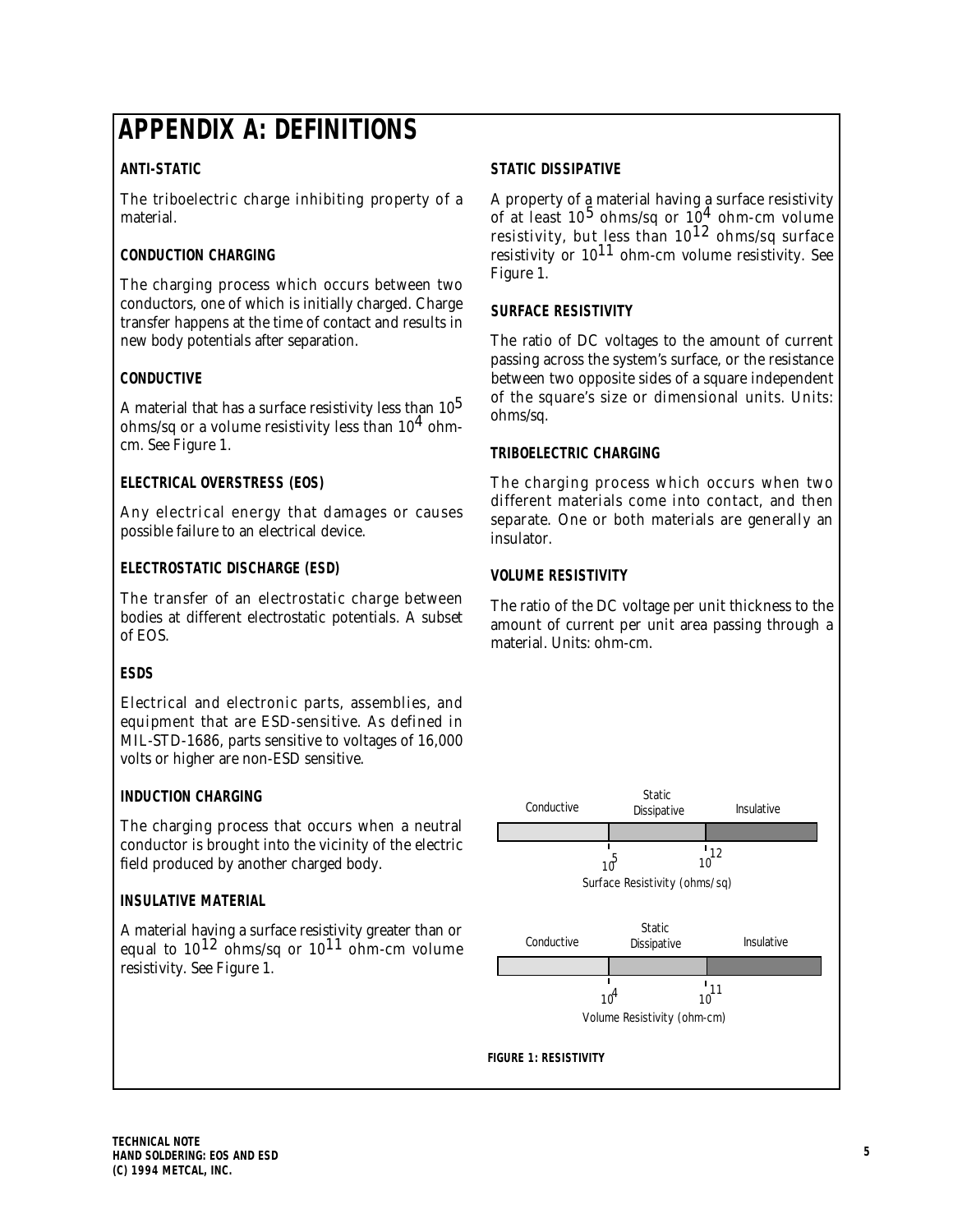# APPENDIX A: DEFINITIONS

### ANTI-STATIC

The triboelectric charge inhibiting property of a material.

### CONDUCTION CHARGING

The charging process which occurs between two conductors, one of which is initially charged. Charge transfer happens at the time of contact and results in new body potentials after separation.

### CONDUCTIVE

A material that has a surface resistivity less than $10^5$ ohms/sq or a volume resistivity less than $10^4$ ohm-cm. See Figure 1.

### ELECTRICAL OVERSTRESS (EOS)

Any electrical energy that damages or causes possible failure to an electrical device.

### ELECTROSTATIC DISCHARGE (ESD)

The transfer of an electrostatic charge between bodies at different electrostatic potentials. A subset of EOS.

### ESDS

Electrical and electronic parts, assemblies, and equipment that are ESD-sensitive. As defined in MIL-STD-1686, parts sensitive to voltages of 16,000 volts or higher are non-ESD sensitive.

### INDUCTION CHARGING

The charging process that occurs when a neutral conductor is brought into the vicinity of the electric field produced by another charged body.

### INSULATIVE MATERIAL

A material having a surface resistivity greater than or equal to $10^{12}$ ohms/sq or $10^{11}$ ohm-cm volume resistivity. See Figure 1.

### STATIC DISSIPATIVE

A property of a material having a surface resistivity of at least $10^5$ ohms/sq or $10^4$ ohm-cm volume resistivity, but less than $10^{12}$ ohms/sq surface resistivity or $10^{11}$ ohm-cm volume resistivity. See Figure 1.

### SURFACE RESISTIVITY

The ratio of DC voltages to the amount of current passing across the system's surface, or the resistance between two opposite sides of a square independent of the square's size or dimensional units. Units: ohms/sq.

### TRIBOELECTRIC CHARGING

The charging process which occurs when two different materials come into contact, and then separate. One or both materials are generally an insulator.

### VOLUME RESISTIVITY

The ratio of the DC voltage per unit thickness to the amount of current per unit area passing through a material. Units: ohm-cm.

| Conductive | Static Dissipative | Insulative |
|---|---|---|
| < $10^5$ | $10^5$ to $10^{12}$ | ≥ $10^{12}$ |

Surface Resistivity (ohms/sq)

| Conductive | Static Dissipative | Insulative |
|---|---|---|
| < $10^4$ | $10^4$ to $10^{11}$ | ≥ $10^{11}$ |

Volume Resistivity (ohm-cm)

**FIGURE 1: RESISTIVITY**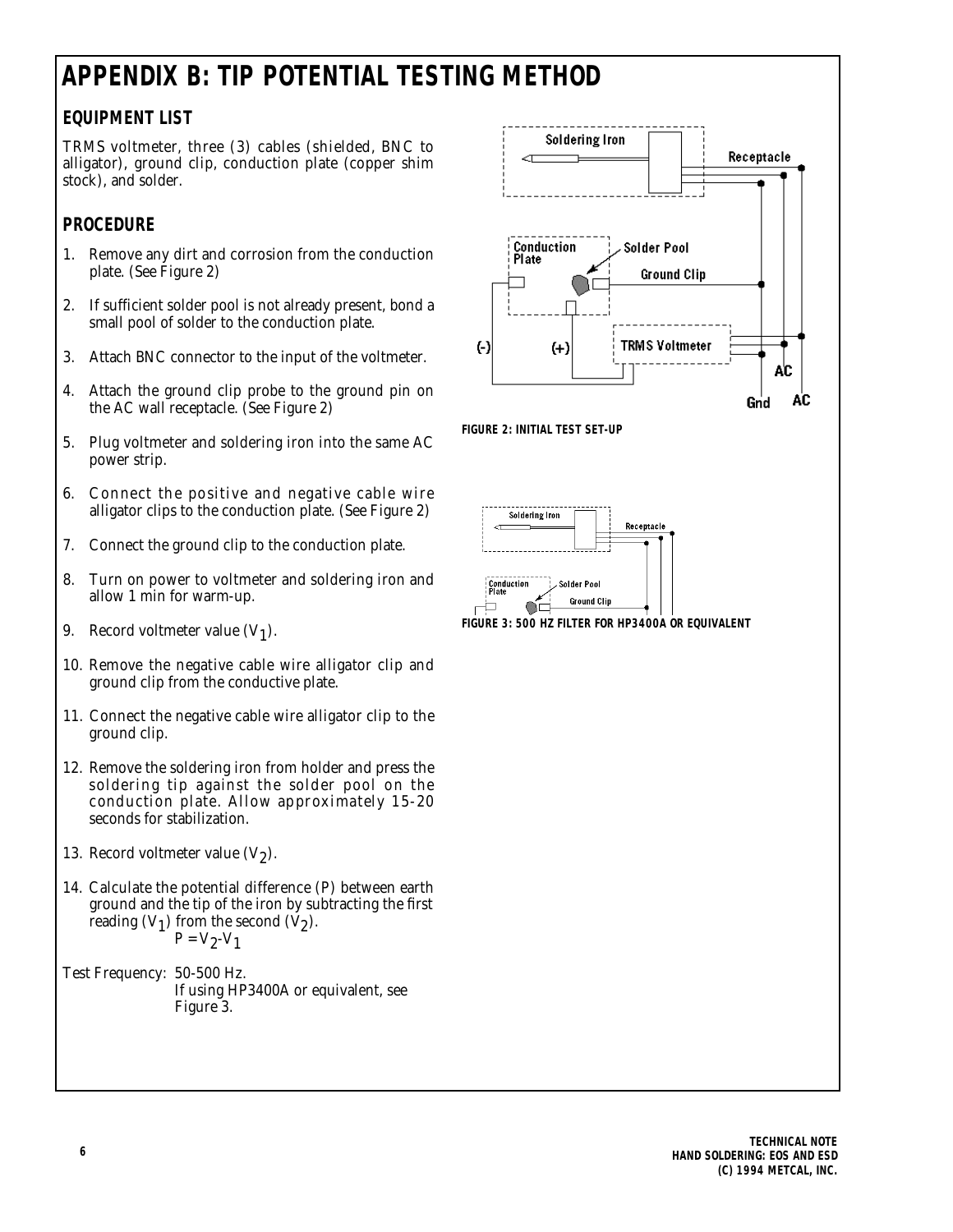# APPENDIX B: TIP POTENTIAL TESTING METHOD

## EQUIPMENT LIST

TRMS voltmeter, three (3) cables (shielded, BNC to alligator), ground clip, conduction plate (copper shim stock), and solder.

## PROCEDURE

1. Remove any dirt and corrosion from the conduction plate. (See Figure 2)
2. If sufficient solder pool is not already present, bond a small pool of solder to the conduction plate.
3. Attach BNC connector to the input of the voltmeter.
4. Attach the ground clip probe to the ground pin on the AC wall receptacle. (See Figure 2)
5. Plug voltmeter and soldering iron into the same AC power strip.
6. Connect the positive and negative cable wire alligator clips to the conduction plate. (See Figure 2)
7. Connect the ground clip to the conduction plate.
8. Turn on power to voltmeter and soldering iron and allow 1 min for warm-up.
9. Record voltmeter value ($V_1$).
10. Remove the negative cable wire alligator clip and ground clip from the conductive plate.
11. Connect the negative cable wire alligator clip to the ground clip.
12. Remove the soldering iron from holder and press the soldering tip against the solder pool on the conduction plate. Allow approximately 15-20 seconds for stabilization.
13. Record voltmeter value ($V_2$).
14. Calculate the potential difference (P) between earth ground and the tip of the iron by subtracting the first reading ($V_1$) from the second ($V_2$).

$$P = V_2 - V_1$$

Test Frequency: 50-500 Hz.
If using HP3400A or equivalent, see Figure 3.

FIGURE 2: INITIAL TEST SET-UP

FIGURE 3: 500 HZ FILTER FOR HP3400A OR EQUIVALENT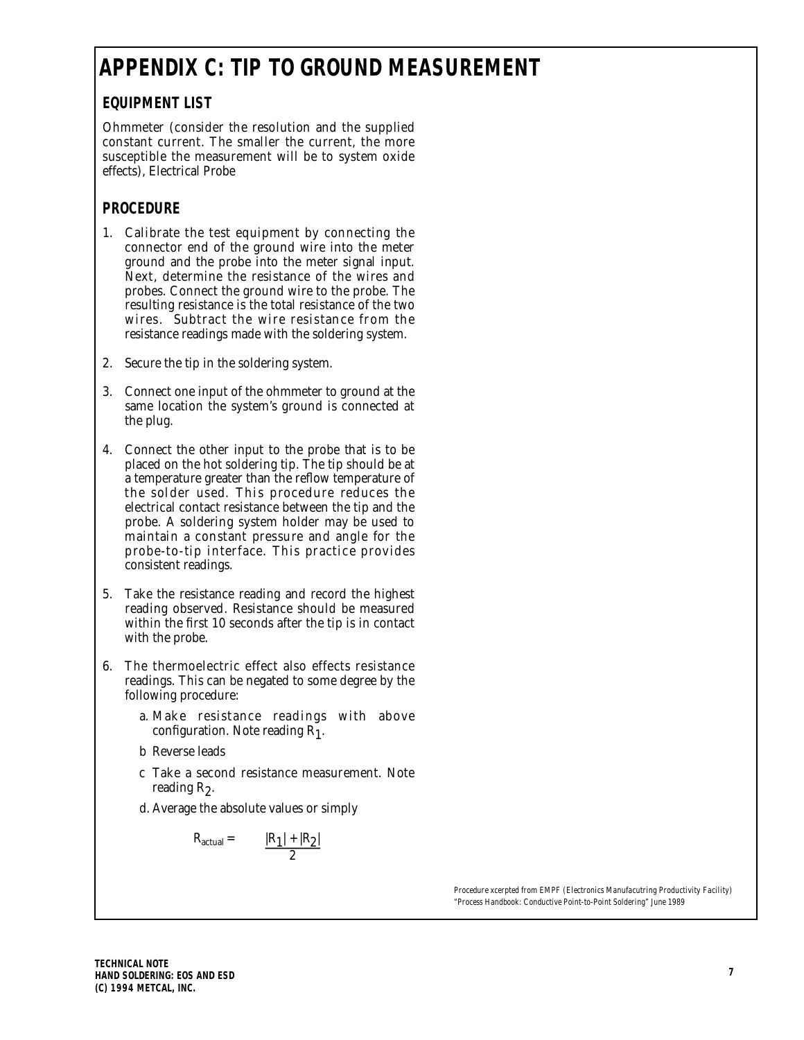# APPENDIX C: TIP TO GROUND MEASUREMENT

## EQUIPMENT LIST

Ohmmeter (consider the resolution and the supplied constant current. The smaller the current, the more susceptible the measurement will be to system oxide effects), Electrical Probe

## PROCEDURE

1. Calibrate the test equipment by connecting the connector end of the ground wire into the meter ground and the probe into the meter signal input. Next, determine the resistance of the wires and probes. Connect the ground wire to the probe. The resulting resistance is the total resistance of the two wires. Subtract the wire resistance from the resistance readings made with the soldering system.

2. Secure the tip in the soldering system.

3. Connect one input of the ohmmeter to ground at the same location the system's ground is connected at the plug.

4. Connect the other input to the probe that is to be placed on the hot soldering tip. The tip should be at a temperature greater than the reflow temperature of the solder used. This procedure reduces the electrical contact resistance between the tip and the probe. A soldering system holder may be used to maintain a constant pressure and angle for the probe-to-tip interface. This practice provides consistent readings.

5. Take the resistance reading and record the highest reading observed. Resistance should be measured within the first 10 seconds after the tip is in contact with the probe.

6. The thermoelectric effect also effects resistance readings. This can be negated to some degree by the following procedure:

   a. Make resistance readings with above configuration. Note reading $R_1$.

   b Reverse leads

   c Take a second resistance measurement. Note reading $R_2$.

   d. Average the absolute values or simply

$$R_{actual} = \frac{|R_1| + |R_2|}{2}$$

*Procedure xcerpted from EMPF (Electronics Manufacutring Productivity Facility) "Process Handbook: Conductive Point-to-Point Soldering" June 1989*

**TECHNICAL NOTE**
**HAND SOLDERING: EOS AND ESD**
**(C) 1994 METCAL, INC.**